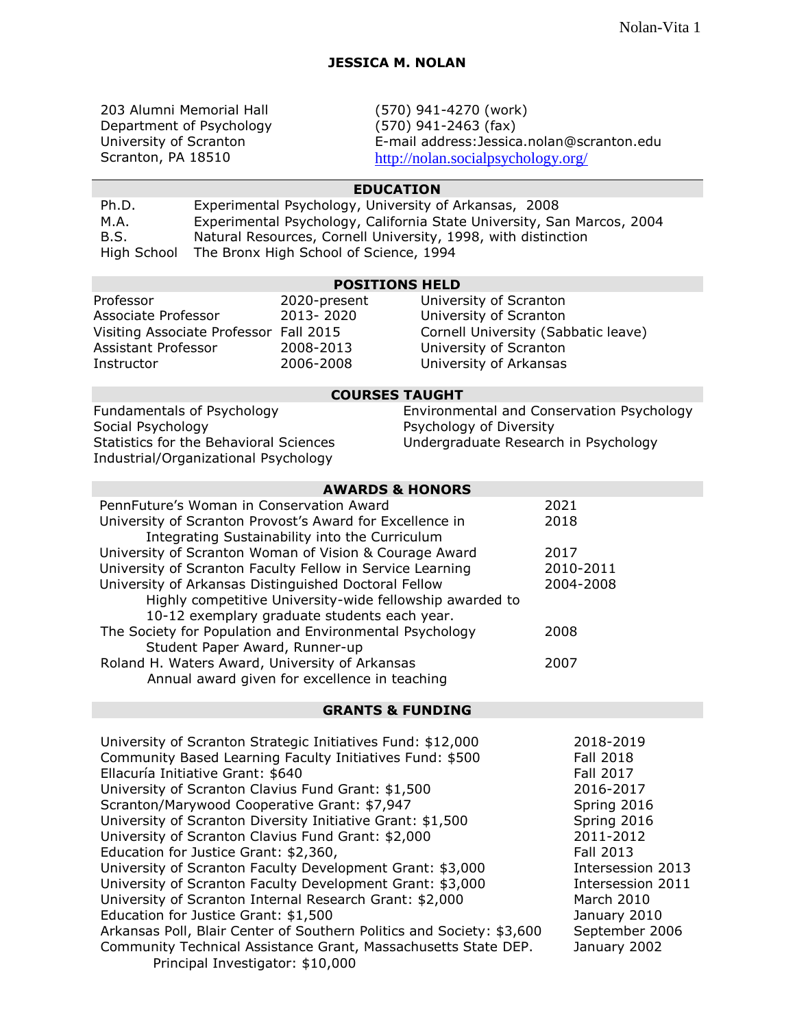# JESSICA M. NOLAN

203 Alumni Memorial Hall
Department of Psychology
University of Scranton
Scranton, PA 18510

(570) 941-4270 (work)
(570) 941-2463 (fax)
E-mail address:Jessica.nolan@scranton.edu
http://nolan.socialpsychology.org/

## EDUCATION

| | |
|---|---|
| Ph.D. | Experimental Psychology, University of Arkansas, 2008 |
| M.A. | Experimental Psychology, California State University, San Marcos, 2004 |
| B.S. | Natural Resources, Cornell University, 1998, with distinction |
| High School | The Bronx High School of Science, 1994 |

## POSITIONS HELD

| | | |
|---|---|---|
| Professor | 2020-present | University of Scranton |
| Associate Professor | 2013- 2020 | University of Scranton |
| Visiting Associate Professor | Fall 2015 | Cornell University (Sabbatic leave) |
| Assistant Professor | 2008-2013 | University of Scranton |
| Instructor | 2006-2008 | University of Arkansas |

## COURSES TAUGHT

- Fundamentals of Psychology
- Social Psychology
- Statistics for the Behavioral Sciences
- Industrial/Organizational Psychology
- Environmental and Conservation Psychology
- Psychology of Diversity
- Undergraduate Research in Psychology

## AWARDS & HONORS

| | |
|---|---|
| PennFuture's Woman in Conservation Award | 2021 |
| University of Scranton Provost's Award for Excellence in Integrating Sustainability into the Curriculum | 2018 |
| University of Scranton Woman of Vision & Courage Award | 2017 |
| University of Scranton Faculty Fellow in Service Learning | 2010-2011 |
| University of Arkansas Distinguished Doctoral Fellow<br>Highly competitive University-wide fellowship awarded to 10-12 exemplary graduate students each year. | 2004-2008 |
| The Society for Population and Environmental Psychology Student Paper Award, Runner-up | 2008 |
| Roland H. Waters Award, University of Arkansas<br>Annual award given for excellence in teaching | 2007 |

## GRANTS & FUNDING

| | |
|---|---|
| University of Scranton Strategic Initiatives Fund: $12,000 | 2018-2019 |
| Community Based Learning Faculty Initiatives Fund: $500 | Fall 2018 |
| Ellacuría Initiative Grant: $640 | Fall 2017 |
| University of Scranton Clavius Fund Grant: $1,500 | 2016-2017 |
| Scranton/Marywood Cooperative Grant: $7,947 | Spring 2016 |
| University of Scranton Diversity Initiative Grant: $1,500 | Spring 2016 |
| University of Scranton Clavius Fund Grant: $2,000 | 2011-2012 |
| Education for Justice Grant: $2,360, | Fall 2013 |
| University of Scranton Faculty Development Grant: $3,000 | Intersession 2013 |
| University of Scranton Faculty Development Grant: $3,000 | Intersession 2011 |
| University of Scranton Internal Research Grant: $2,000 | March 2010 |
| Education for Justice Grant: $1,500 | January 2010 |
| Arkansas Poll, Blair Center of Southern Politics and Society: $3,600 | September 2006 |
| Community Technical Assistance Grant, Massachusetts State DEP.<br>Principal Investigator: $10,000 | January 2002 |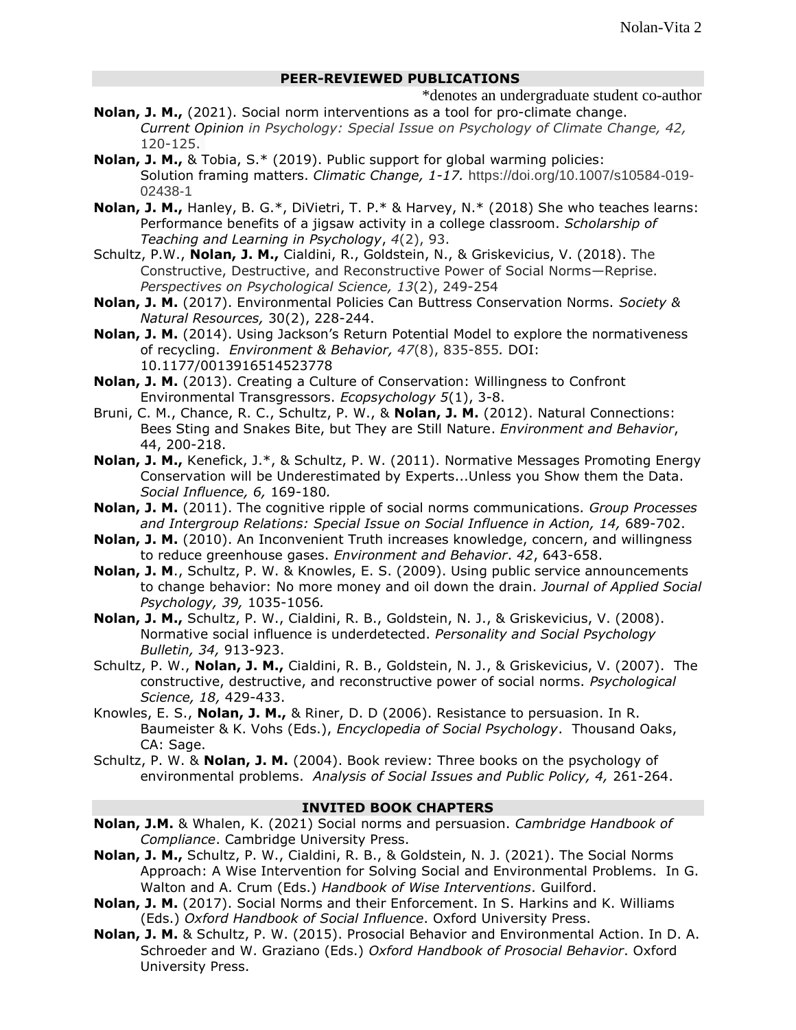## PEER-REVIEWED PUBLICATIONS

*denotes an undergraduate student co-author

**Nolan, J. M.,** (2021). Social norm interventions as a tool for pro-climate change. *Current Opinion in Psychology: Special Issue on Psychology of Climate Change, 42,* 120-125.

**Nolan, J. M.,** & Tobia, S.* (2019). Public support for global warming policies: Solution framing matters. *Climatic Change, 1-17.* https://doi.org/10.1007/s10584-019-02438-1

**Nolan, J. M.,** Hanley, B. G.*, DiVietri, T. P.* & Harvey, N.* (2018) She who teaches learns: Performance benefits of a jigsaw activity in a college classroom. *Scholarship of Teaching and Learning in Psychology*, *4*(2), 93.

Schultz, P.W., **Nolan, J. M.,** Cialdini, R., Goldstein, N., & Griskevicius, V. (2018). The Constructive, Destructive, and Reconstructive Power of Social Norms—Reprise. *Perspectives on Psychological Science, 13*(2), 249-254

**Nolan, J. M.** (2017). Environmental Policies Can Buttress Conservation Norms. *Society & Natural Resources,* 30(2), 228-244.

**Nolan, J. M.** (2014). Using Jackson's Return Potential Model to explore the normativeness of recycling. *Environment & Behavior, 47*(8), 835-855*.* DOI: 10.1177/0013916514523778

**Nolan, J. M.** (2013). Creating a Culture of Conservation: Willingness to Confront Environmental Transgressors. *Ecopsychology 5*(1), 3-8.

Bruni, C. M., Chance, R. C., Schultz, P. W., & **Nolan, J. M.** (2012). Natural Connections: Bees Sting and Snakes Bite, but They are Still Nature. *Environment and Behavior*, 44, 200-218.

**Nolan, J. M.,** Kenefick, J.*, & Schultz, P. W. (2011). Normative Messages Promoting Energy Conservation will be Underestimated by Experts...Unless you Show them the Data. *Social Influence, 6,* 169-180*.*

**Nolan, J. M.** (2011). The cognitive ripple of social norms communications. *Group Processes and Intergroup Relations: Special Issue on Social Influence in Action, 14,* 689-702.

**Nolan, J. M.** (2010). An Inconvenient Truth increases knowledge, concern, and willingness to reduce greenhouse gases. *Environment and Behavior*. *42*, 643-658.

**Nolan, J. M**., Schultz, P. W. & Knowles, E. S. (2009). Using public service announcements to change behavior: No more money and oil down the drain. *Journal of Applied Social Psychology, 39,* 1035-1056*.*

**Nolan, J. M.,** Schultz, P. W., Cialdini, R. B., Goldstein, N. J., & Griskevicius, V. (2008). Normative social influence is underdetected. *Personality and Social Psychology Bulletin, 34,* 913-923.

Schultz, P. W., **Nolan, J. M.,** Cialdini, R. B., Goldstein, N. J., & Griskevicius, V. (2007). The constructive, destructive, and reconstructive power of social norms. *Psychological Science, 18,* 429-433.

Knowles, E. S., **Nolan, J. M.,** & Riner, D. D (2006). Resistance to persuasion. In R. Baumeister & K. Vohs (Eds.), *Encyclopedia of Social Psychology*. Thousand Oaks, CA: Sage.

Schultz, P. W. & **Nolan, J. M.** (2004). Book review: Three books on the psychology of environmental problems. *Analysis of Social Issues and Public Policy, 4,* 261-264.

## INVITED BOOK CHAPTERS

**Nolan, J.M.** & Whalen, K. (2021) Social norms and persuasion. *Cambridge Handbook of Compliance*. Cambridge University Press.

**Nolan, J. M.,** Schultz, P. W., Cialdini, R. B., & Goldstein, N. J. (2021). The Social Norms Approach: A Wise Intervention for Solving Social and Environmental Problems. In G. Walton and A. Crum (Eds.) *Handbook of Wise Interventions*. Guilford.

**Nolan, J. M.** (2017). Social Norms and their Enforcement. In S. Harkins and K. Williams (Eds.) *Oxford Handbook of Social Influence*. Oxford University Press.

**Nolan, J. M.** & Schultz, P. W. (2015). Prosocial Behavior and Environmental Action. In D. A. Schroeder and W. Graziano (Eds.) *Oxford Handbook of Prosocial Behavior*. Oxford University Press.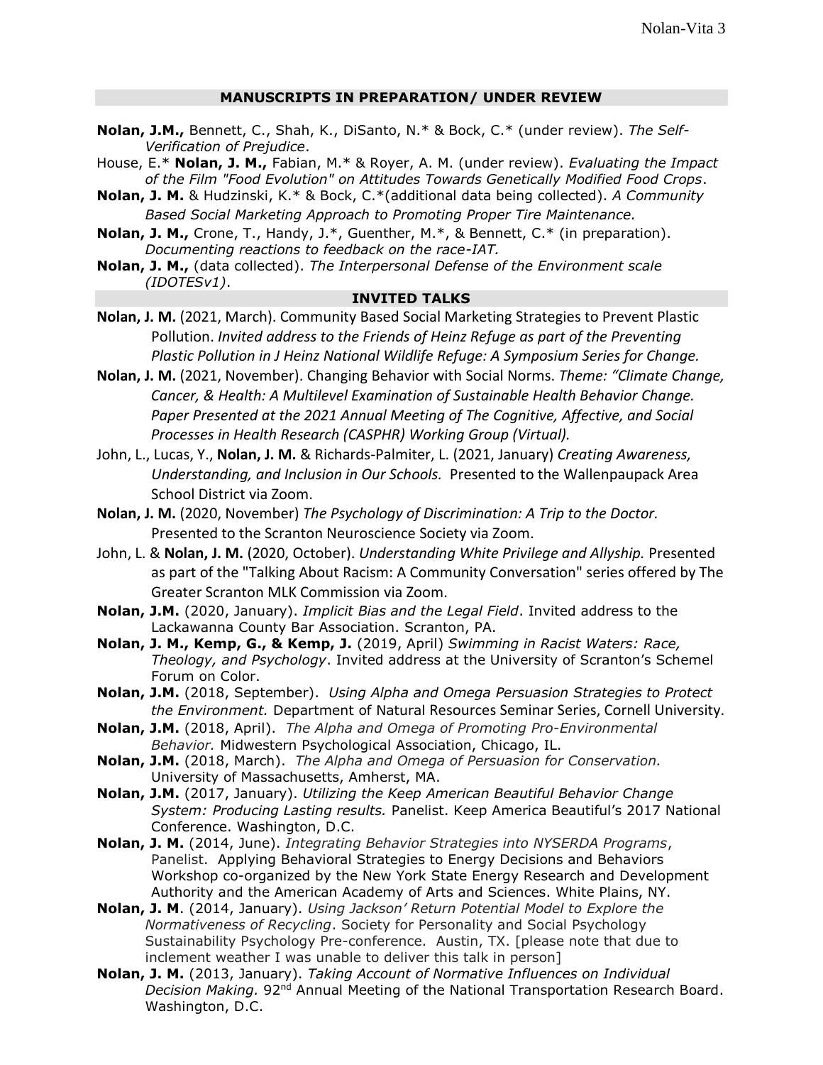## MANUSCRIPTS IN PREPARATION/ UNDER REVIEW

**Nolan, J.M.,** Bennett, C., Shah, K., DiSanto, N.* & Bock, C.* (under review). *The Self-Verification of Prejudice*.

House, E.* **Nolan, J. M.,** Fabian, M.* & Royer, A. M. (under review). *Evaluating the Impact of the Film "Food Evolution" on Attitudes Towards Genetically Modified Food Crops*.

**Nolan, J. M.** & Hudzinski, K.* & Bock, C.*(additional data being collected). *A Community Based Social Marketing Approach to Promoting Proper Tire Maintenance.*

**Nolan, J. M.,** Crone, T., Handy, J.*, Guenther, M.*, & Bennett, C.* (in preparation). *Documenting reactions to feedback on the race-IAT.*

**Nolan, J. M.,** (data collected). *The Interpersonal Defense of the Environment scale (IDOTESv1)*.

## INVITED TALKS

**Nolan, J. M.** (2021, March). Community Based Social Marketing Strategies to Prevent Plastic Pollution. *Invited address to the Friends of Heinz Refuge as part of the Preventing Plastic Pollution in J Heinz National Wildlife Refuge: A Symposium Series for Change.*

**Nolan, J. M.** (2021, November). Changing Behavior with Social Norms. *Theme: "Climate Change, Cancer, & Health: A Multilevel Examination of Sustainable Health Behavior Change. Paper Presented at the 2021 Annual Meeting of The Cognitive, Affective, and Social Processes in Health Research (CASPHR) Working Group (Virtual).*

John, L., Lucas, Y., **Nolan, J. M.** & Richards-Palmiter, L. (2021, January) *Creating Awareness, Understanding, and Inclusion in Our Schools.* Presented to the Wallenpaupack Area School District via Zoom.

**Nolan, J. M.** (2020, November) *The Psychology of Discrimination: A Trip to the Doctor.* Presented to the Scranton Neuroscience Society via Zoom.

John, L. & **Nolan, J. M.** (2020, October). *Understanding White Privilege and Allyship.* Presented as part of the "Talking About Racism: A Community Conversation" series offered by The Greater Scranton MLK Commission via Zoom.

**Nolan, J.M.** (2020, January). *Implicit Bias and the Legal Field*. Invited address to the Lackawanna County Bar Association. Scranton, PA.

**Nolan, J. M., Kemp, G., & Kemp, J.** (2019, April) *Swimming in Racist Waters: Race, Theology, and Psychology*. Invited address at the University of Scranton's Schemel Forum on Color.

**Nolan, J.M.** (2018, September). *Using Alpha and Omega Persuasion Strategies to Protect the Environment.* Department of Natural Resources Seminar Series, Cornell University.

**Nolan, J.M.** (2018, April). *The Alpha and Omega of Promoting Pro-Environmental Behavior.* Midwestern Psychological Association, Chicago, IL.

**Nolan, J.M.** (2018, March). *The Alpha and Omega of Persuasion for Conservation.* University of Massachusetts, Amherst, MA.

**Nolan, J.M.** (2017, January). *Utilizing the Keep American Beautiful Behavior Change System: Producing Lasting results.* Panelist. Keep America Beautiful's 2017 National Conference. Washington, D.C.

**Nolan, J. M.** (2014, June). *Integrating Behavior Strategies into NYSERDA Programs*, Panelist. Applying Behavioral Strategies to Energy Decisions and Behaviors Workshop co-organized by the New York State Energy Research and Development Authority and the American Academy of Arts and Sciences. White Plains, NY.

**Nolan, J. M**. (2014, January). *Using Jackson' Return Potential Model to Explore the Normativeness of Recycling*. Society for Personality and Social Psychology Sustainability Psychology Pre-conference. Austin, TX. [please note that due to inclement weather I was unable to deliver this talk in person]

**Nolan, J. M.** (2013, January). *Taking Account of Normative Influences on Individual Decision Making.* 92nd Annual Meeting of the National Transportation Research Board. Washington, D.C.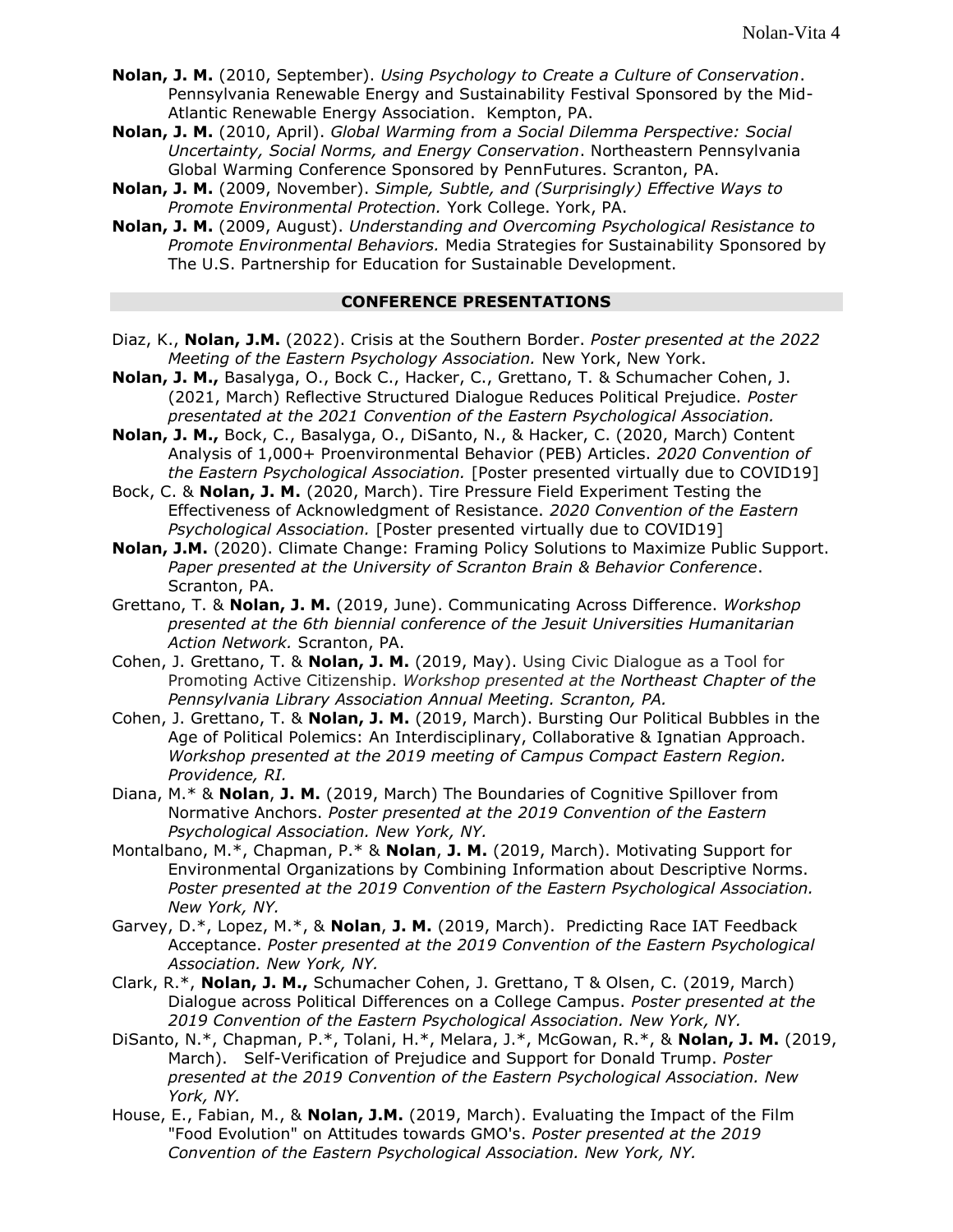**Nolan, J. M.** (2010, September). *Using Psychology to Create a Culture of Conservation*. Pennsylvania Renewable Energy and Sustainability Festival Sponsored by the Mid-Atlantic Renewable Energy Association. Kempton, PA.

**Nolan, J. M.** (2010, April). *Global Warming from a Social Dilemma Perspective: Social Uncertainty, Social Norms, and Energy Conservation*. Northeastern Pennsylvania Global Warming Conference Sponsored by PennFutures. Scranton, PA.

**Nolan, J. M.** (2009, November). *Simple, Subtle, and (Surprisingly) Effective Ways to Promote Environmental Protection.* York College. York, PA.

**Nolan, J. M.** (2009, August). *Understanding and Overcoming Psychological Resistance to Promote Environmental Behaviors.* Media Strategies for Sustainability Sponsored by The U.S. Partnership for Education for Sustainable Development.

## CONFERENCE PRESENTATIONS

Diaz, K., **Nolan, J.M.** (2022). Crisis at the Southern Border. *Poster presented at the 2022 Meeting of the Eastern Psychology Association.* New York, New York.

**Nolan, J. M.,** Basalyga, O., Bock C., Hacker, C., Grettano, T. & Schumacher Cohen, J. (2021, March) Reflective Structured Dialogue Reduces Political Prejudice. *Poster presentated at the 2021 Convention of the Eastern Psychological Association.*

**Nolan, J. M.,** Bock, C., Basalyga, O., DiSanto, N., & Hacker, C. (2020, March) Content Analysis of 1,000+ Proenvironmental Behavior (PEB) Articles. *2020 Convention of the Eastern Psychological Association.* [Poster presented virtually due to COVID19]

Bock, C. & **Nolan, J. M.** (2020, March). Tire Pressure Field Experiment Testing the Effectiveness of Acknowledgment of Resistance. *2020 Convention of the Eastern Psychological Association.* [Poster presented virtually due to COVID19]

**Nolan, J.M.** (2020). Climate Change: Framing Policy Solutions to Maximize Public Support. *Paper presented at the University of Scranton Brain & Behavior Conference*. Scranton, PA.

Grettano, T. & **Nolan, J. M.** (2019, June). Communicating Across Difference. *Workshop presented at the 6th biennial conference of the Jesuit Universities Humanitarian Action Network.* Scranton, PA.

Cohen, J. Grettano, T. & **Nolan, J. M.** (2019, May). Using Civic Dialogue as a Tool for Promoting Active Citizenship. *Workshop presented at the Northeast Chapter of the Pennsylvania Library Association Annual Meeting. Scranton, PA.*

Cohen, J. Grettano, T. & **Nolan, J. M.** (2019, March). Bursting Our Political Bubbles in the Age of Political Polemics: An Interdisciplinary, Collaborative & Ignatian Approach. *Workshop presented at the 2019 meeting of Campus Compact Eastern Region. Providence, RI.*

Diana, M.* & **Nolan**, **J. M.** (2019, March) The Boundaries of Cognitive Spillover from Normative Anchors. *Poster presented at the 2019 Convention of the Eastern Psychological Association. New York, NY.*

Montalbano, M.*, Chapman, P.* & **Nolan**, **J. M.** (2019, March). Motivating Support for Environmental Organizations by Combining Information about Descriptive Norms. *Poster presented at the 2019 Convention of the Eastern Psychological Association. New York, NY.*

Garvey, D.*, Lopez, M.*, & **Nolan**, **J. M.** (2019, March). Predicting Race IAT Feedback Acceptance. *Poster presented at the 2019 Convention of the Eastern Psychological Association. New York, NY.*

Clark, R.*, **Nolan, J. M.,** Schumacher Cohen, J. Grettano, T & Olsen, C. (2019, March) Dialogue across Political Differences on a College Campus. *Poster presented at the 2019 Convention of the Eastern Psychological Association. New York, NY.*

DiSanto, N.*, Chapman, P.*, Tolani, H.*, Melara, J.*, McGowan, R.*, & **Nolan, J. M.** (2019, March). Self-Verification of Prejudice and Support for Donald Trump. *Poster presented at the 2019 Convention of the Eastern Psychological Association. New York, NY.*

House, E., Fabian, M., & **Nolan, J.M.** (2019, March). Evaluating the Impact of the Film "Food Evolution" on Attitudes towards GMO's. *Poster presented at the 2019 Convention of the Eastern Psychological Association. New York, NY.*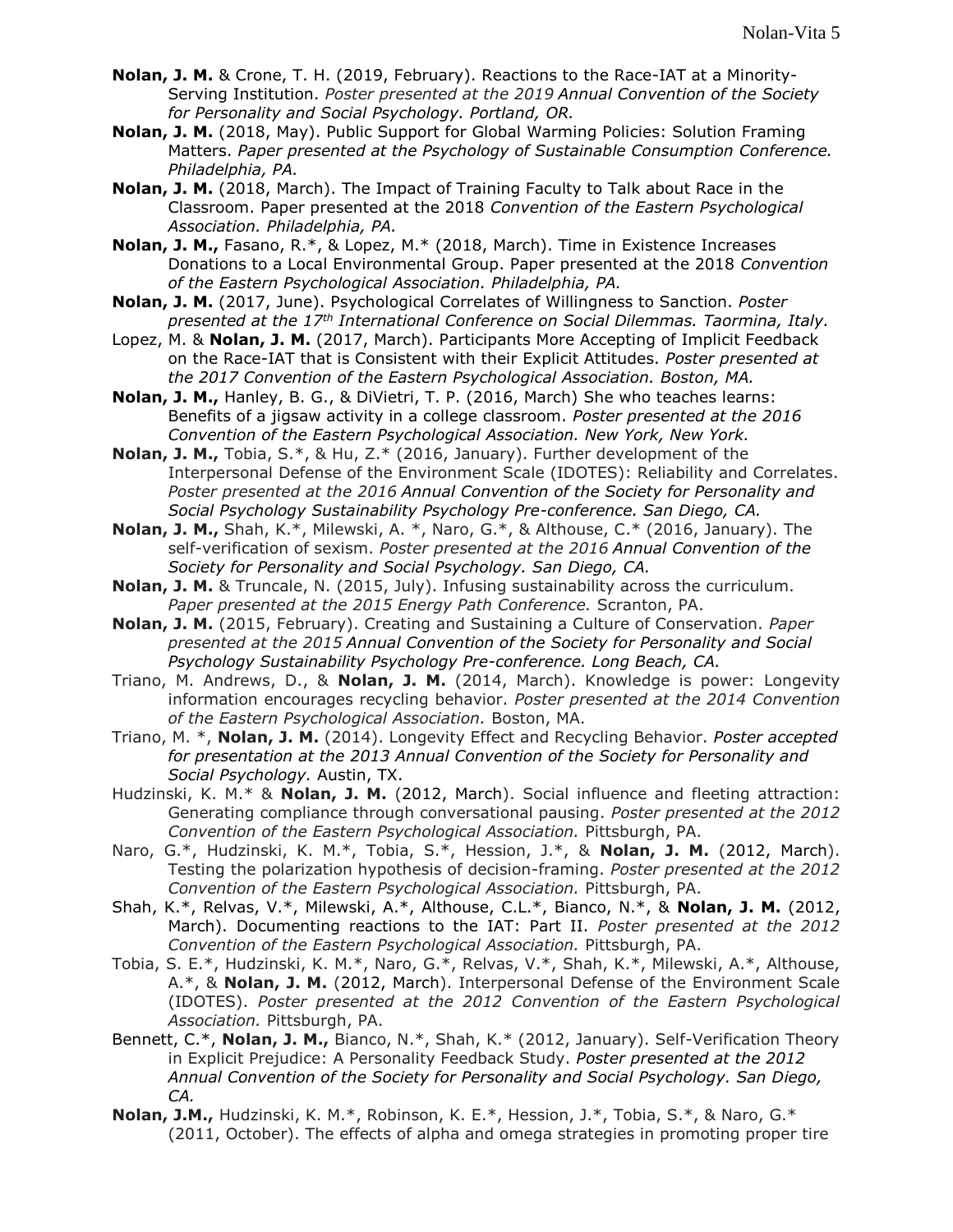**Nolan, J. M.** & Crone, T. H. (2019, February). Reactions to the Race-IAT at a Minority-Serving Institution. *Poster presented at the 2019 Annual Convention of the Society for Personality and Social Psychology. Portland, OR.*

**Nolan, J. M.** (2018, May). Public Support for Global Warming Policies: Solution Framing Matters. *Paper presented at the Psychology of Sustainable Consumption Conference. Philadelphia, PA.*

**Nolan, J. M.** (2018, March). The Impact of Training Faculty to Talk about Race in the Classroom. Paper presented at the 2018 *Convention of the Eastern Psychological Association. Philadelphia, PA.*

**Nolan, J. M.,** Fasano, R.*, & Lopez, M.* (2018, March). Time in Existence Increases Donations to a Local Environmental Group. Paper presented at the 2018 *Convention of the Eastern Psychological Association. Philadelphia, PA.*

**Nolan, J. M.** (2017, June). Psychological Correlates of Willingness to Sanction. *Poster presented at the 17th International Conference on Social Dilemmas. Taormina, Italy.*

Lopez, M. & **Nolan, J. M.** (2017, March). Participants More Accepting of Implicit Feedback on the Race-IAT that is Consistent with their Explicit Attitudes. *Poster presented at the 2017 Convention of the Eastern Psychological Association. Boston, MA.*

**Nolan, J. M.,** Hanley, B. G., & DiVietri, T. P. (2016, March) She who teaches learns: Benefits of a jigsaw activity in a college classroom. *Poster presented at the 2016 Convention of the Eastern Psychological Association. New York, New York.*

**Nolan, J. M.,** Tobia, S.*, & Hu, Z.* (2016, January). Further development of the Interpersonal Defense of the Environment Scale (IDOTES): Reliability and Correlates. *Poster presented at the 2016 Annual Convention of the Society for Personality and Social Psychology Sustainability Psychology Pre-conference. San Diego, CA.*

**Nolan, J. M.,** Shah, K.*, Milewski, A. *, Naro, G.*, & Althouse, C.* (2016, January). The self-verification of sexism. *Poster presented at the 2016 Annual Convention of the Society for Personality and Social Psychology. San Diego, CA.*

**Nolan, J. M.** & Truncale, N. (2015, July). Infusing sustainability across the curriculum. *Paper presented at the 2015 Energy Path Conference.* Scranton, PA.

**Nolan, J. M.** (2015, February). Creating and Sustaining a Culture of Conservation. *Paper presented at the 2015 Annual Convention of the Society for Personality and Social Psychology Sustainability Psychology Pre-conference. Long Beach, CA.*

Triano, M. Andrews, D., & **Nolan, J. M.** (2014, March). Knowledge is power: Longevity information encourages recycling behavior. *Poster presented at the 2014 Convention of the Eastern Psychological Association.* Boston, MA.

Triano, M. *, **Nolan, J. M.** (2014). Longevity Effect and Recycling Behavior. *Poster accepted for presentation at the 2013 Annual Convention of the Society for Personality and Social Psychology.* Austin, TX.

Hudzinski, K. M.* & **Nolan, J. M.** (2012, March). Social influence and fleeting attraction: Generating compliance through conversational pausing. *Poster presented at the 2012 Convention of the Eastern Psychological Association.* Pittsburgh, PA.

Naro, G.*, Hudzinski, K. M.*, Tobia, S.*, Hession, J.*, & **Nolan, J. M.** (2012, March). Testing the polarization hypothesis of decision-framing. *Poster presented at the 2012 Convention of the Eastern Psychological Association.* Pittsburgh, PA.

Shah, K.*, Relvas, V.*, Milewski, A.*, Althouse, C.L.*, Bianco, N.*, & **Nolan, J. M.** (2012, March). Documenting reactions to the IAT: Part II. *Poster presented at the 2012 Convention of the Eastern Psychological Association.* Pittsburgh, PA.

Tobia, S. E.*, Hudzinski, K. M.*, Naro, G.*, Relvas, V.*, Shah, K.*, Milewski, A.*, Althouse, A.*, & **Nolan, J. M.** (2012, March). Interpersonal Defense of the Environment Scale (IDOTES). *Poster presented at the 2012 Convention of the Eastern Psychological Association.* Pittsburgh, PA.

Bennett, C.*, **Nolan, J. M.,** Bianco, N.*, Shah, K.* (2012, January). Self-Verification Theory in Explicit Prejudice: A Personality Feedback Study. *Poster presented at the 2012 Annual Convention of the Society for Personality and Social Psychology. San Diego, CA.*

**Nolan, J.M.,** Hudzinski, K. M.*, Robinson, K. E.*, Hession, J.*, Tobia, S.*, & Naro, G.* (2011, October). The effects of alpha and omega strategies in promoting proper tire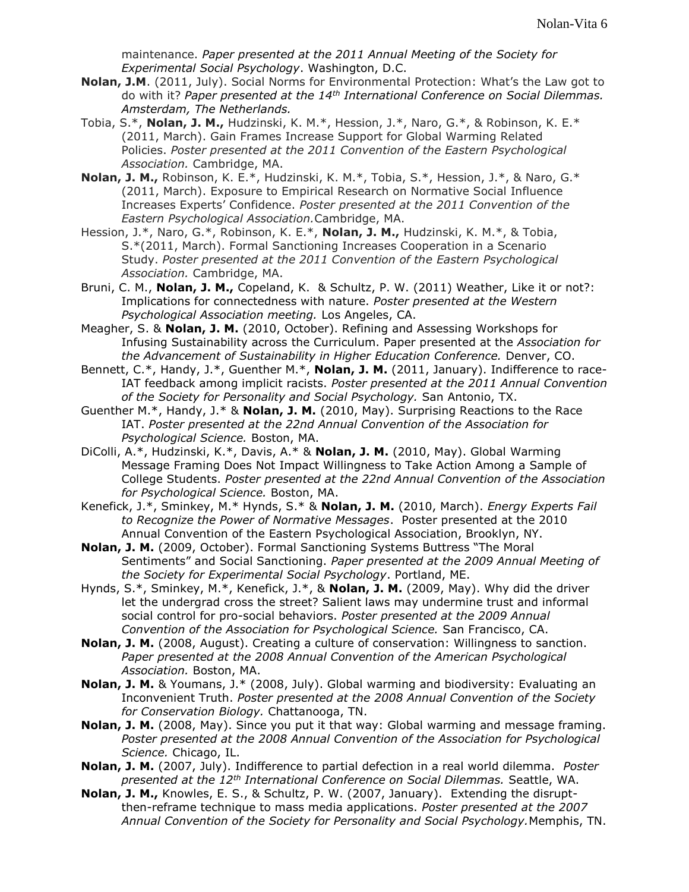maintenance. *Paper presented at the 2011 Annual Meeting of the Society for Experimental Social Psychology*. Washington, D.C.

**Nolan, J.M**. (2011, July). Social Norms for Environmental Protection: What's the Law got to do with it? *Paper presented at the 14th International Conference on Social Dilemmas. Amsterdam, The Netherlands.*

Tobia, S.*, **Nolan, J. M.,** Hudzinski, K. M.*, Hession, J.*, Naro, G.*, & Robinson, K. E.* (2011, March). Gain Frames Increase Support for Global Warming Related Policies. *Poster presented at the 2011 Convention of the Eastern Psychological Association.* Cambridge, MA.

**Nolan, J. M.,** Robinson, K. E.*, Hudzinski, K. M.*, Tobia, S.*, Hession, J.*, & Naro, G.* (2011, March). Exposure to Empirical Research on Normative Social Influence Increases Experts' Confidence. *Poster presented at the 2011 Convention of the Eastern Psychological Association.* Cambridge, MA.

Hession, J.*, Naro, G.*, Robinson, K. E.*, **Nolan, J. M.,** Hudzinski, K. M.*, & Tobia, S.*(2011, March). Formal Sanctioning Increases Cooperation in a Scenario Study. *Poster presented at the 2011 Convention of the Eastern Psychological Association.* Cambridge, MA.

Bruni, C. M., **Nolan, J. M.,** Copeland, K. & Schultz, P. W. (2011) Weather, Like it or not?: Implications for connectedness with nature. *Poster presented at the Western Psychological Association meeting.* Los Angeles, CA.

Meagher, S. & **Nolan, J. M.** (2010, October). Refining and Assessing Workshops for Infusing Sustainability across the Curriculum. Paper presented at the *Association for the Advancement of Sustainability in Higher Education Conference.* Denver, CO.

Bennett, C.*, Handy, J.*, Guenther M.*, **Nolan, J. M.** (2011, January). Indifference to race-IAT feedback among implicit racists. *Poster presented at the 2011 Annual Convention of the Society for Personality and Social Psychology.* San Antonio, TX.

Guenther M.*, Handy, J.* & **Nolan, J. M.** (2010, May). Surprising Reactions to the Race IAT. *Poster presented at the 22nd Annual Convention of the Association for Psychological Science.* Boston, MA.

DiColli, A.*, Hudzinski, K.*, Davis, A.* & **Nolan, J. M.** (2010, May). Global Warming Message Framing Does Not Impact Willingness to Take Action Among a Sample of College Students. *Poster presented at the 22nd Annual Convention of the Association for Psychological Science.* Boston, MA.

Kenefick, J.*, Sminkey, M.* Hynds, S.* & **Nolan, J. M.** (2010, March). *Energy Experts Fail to Recognize the Power of Normative Messages*. Poster presented at the 2010 Annual Convention of the Eastern Psychological Association, Brooklyn, NY.

**Nolan, J. M.** (2009, October). Formal Sanctioning Systems Buttress "The Moral Sentiments" and Social Sanctioning. *Paper presented at the 2009 Annual Meeting of the Society for Experimental Social Psychology*. Portland, ME.

Hynds, S.*, Sminkey, M.*, Kenefick, J.*, & **Nolan, J. M.** (2009, May). Why did the driver let the undergrad cross the street? Salient laws may undermine trust and informal social control for pro-social behaviors. *Poster presented at the 2009 Annual Convention of the Association for Psychological Science.* San Francisco, CA.

**Nolan, J. M.** (2008, August). Creating a culture of conservation: Willingness to sanction. *Paper presented at the 2008 Annual Convention of the American Psychological Association.* Boston, MA.

**Nolan, J. M.** & Youmans, J.* (2008, July). Global warming and biodiversity: Evaluating an Inconvenient Truth. *Poster presented at the 2008 Annual Convention of the Society for Conservation Biology.* Chattanooga, TN.

**Nolan, J. M.** (2008, May). Since you put it that way: Global warming and message framing. *Poster presented at the 2008 Annual Convention of the Association for Psychological Science.* Chicago, IL.

**Nolan, J. M.** (2007, July). Indifference to partial defection in a real world dilemma. *Poster presented at the 12th International Conference on Social Dilemmas.* Seattle, WA.

**Nolan, J. M.,** Knowles, E. S., & Schultz, P. W. (2007, January). Extending the disrupt-then-reframe technique to mass media applications. *Poster presented at the 2007 Annual Convention of the Society for Personality and Social Psychology.* Memphis, TN.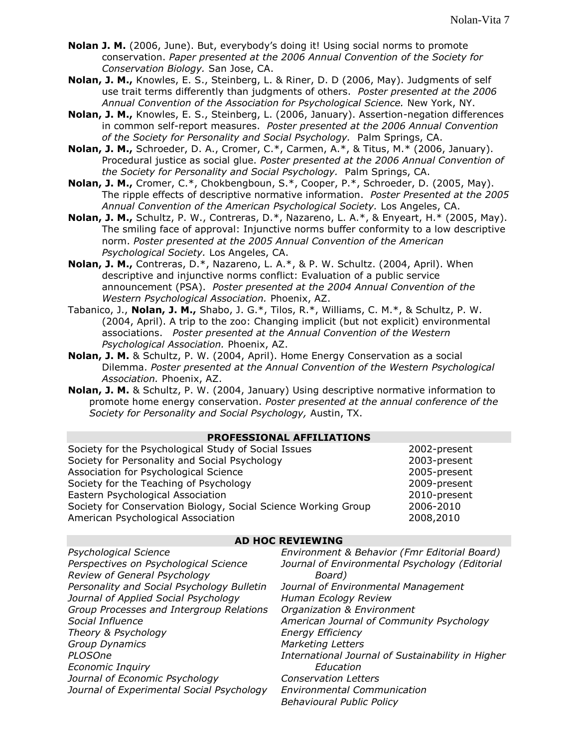**Nolan J. M.** (2006, June). But, everybody's doing it! Using social norms to promote conservation. *Paper presented at the 2006 Annual Convention of the Society for Conservation Biology.* San Jose, CA.

**Nolan, J. M.,** Knowles, E. S., Steinberg, L. & Riner, D. D (2006, May). Judgments of self use trait terms differently than judgments of others. *Poster presented at the 2006 Annual Convention of the Association for Psychological Science.* New York, NY.

**Nolan, J. M.,** Knowles, E. S., Steinberg, L. (2006, January). Assertion-negation differences in common self-report measures. *Poster presented at the 2006 Annual Convention of the Society for Personality and Social Psychology.* Palm Springs, CA.

**Nolan, J. M.,** Schroeder, D. A., Cromer, C.*, Carmen, A.*, & Titus, M.* (2006, January). Procedural justice as social glue. *Poster presented at the 2006 Annual Convention of the Society for Personality and Social Psychology.* Palm Springs, CA.

**Nolan, J. M.,** Cromer, C.*, Chokbengboun, S.*, Cooper, P.*, Schroeder, D. (2005, May). The ripple effects of descriptive normative information. *Poster Presented at the 2005 Annual Convention of the American Psychological Society.* Los Angeles, CA.

**Nolan, J. M.,** Schultz, P. W., Contreras, D.*, Nazareno, L. A.*, & Enyeart, H.* (2005, May). The smiling face of approval: Injunctive norms buffer conformity to a low descriptive norm. *Poster presented at the 2005 Annual Convention of the American Psychological Society.* Los Angeles, CA.

**Nolan, J. M.,** Contreras, D.*, Nazareno, L. A.*, & P. W. Schultz. (2004, April). When descriptive and injunctive norms conflict: Evaluation of a public service announcement (PSA). *Poster presented at the 2004 Annual Convention of the Western Psychological Association.* Phoenix, AZ.

Tabanico, J., **Nolan, J. M.,** Shabo, J. G.*, Tilos, R.*, Williams, C. M.*, & Schultz, P. W. (2004, April). A trip to the zoo: Changing implicit (but not explicit) environmental associations. *Poster presented at the Annual Convention of the Western Psychological Association.* Phoenix, AZ.

**Nolan, J. M.** & Schultz, P. W. (2004, April). Home Energy Conservation as a social Dilemma. *Poster presented at the Annual Convention of the Western Psychological Association.* Phoenix, AZ.

**Nolan, J. M.** & Schultz, P. W. (2004, January) Using descriptive normative information to promote home energy conservation. *Poster presented at the annual conference of the Society for Personality and Social Psychology,* Austin, TX.

## PROFESSIONAL AFFILIATIONS

| Affiliation | Years |
|---|---|
| Society for the Psychological Study of Social Issues | 2002-present |
| Society for Personality and Social Psychology | 2003-present |
| Association for Psychological Science | 2005-present |
| Society for the Teaching of Psychology | 2009-present |
| Eastern Psychological Association | 2010-present |
| Society for Conservation Biology, Social Science Working Group | 2006-2010 |
| American Psychological Association | 2008,2010 |

## AD HOC REVIEWING

*Psychological Science*
*Perspectives on Psychological Science*
*Review of General Psychology*
*Personality and Social Psychology Bulletin*
*Journal of Applied Social Psychology*
*Group Processes and Intergroup Relations*
*Social Influence*
*Theory & Psychology*
*Group Dynamics*
*PLOSOne*
*Economic Inquiry*
*Journal of Economic Psychology*
*Journal of Experimental Social Psychology*
*Environment & Behavior (Fmr Editorial Board)*
*Journal of Environmental Psychology (Editorial Board)*
*Journal of Environmental Management*
*Human Ecology Review*
*Organization & Environment*
*American Journal of Community Psychology*
*Energy Efficiency*
*Marketing Letters*
*International Journal of Sustainability in Higher Education*
*Conservation Letters*
*Environmental Communication*
*Behavioural Public Policy*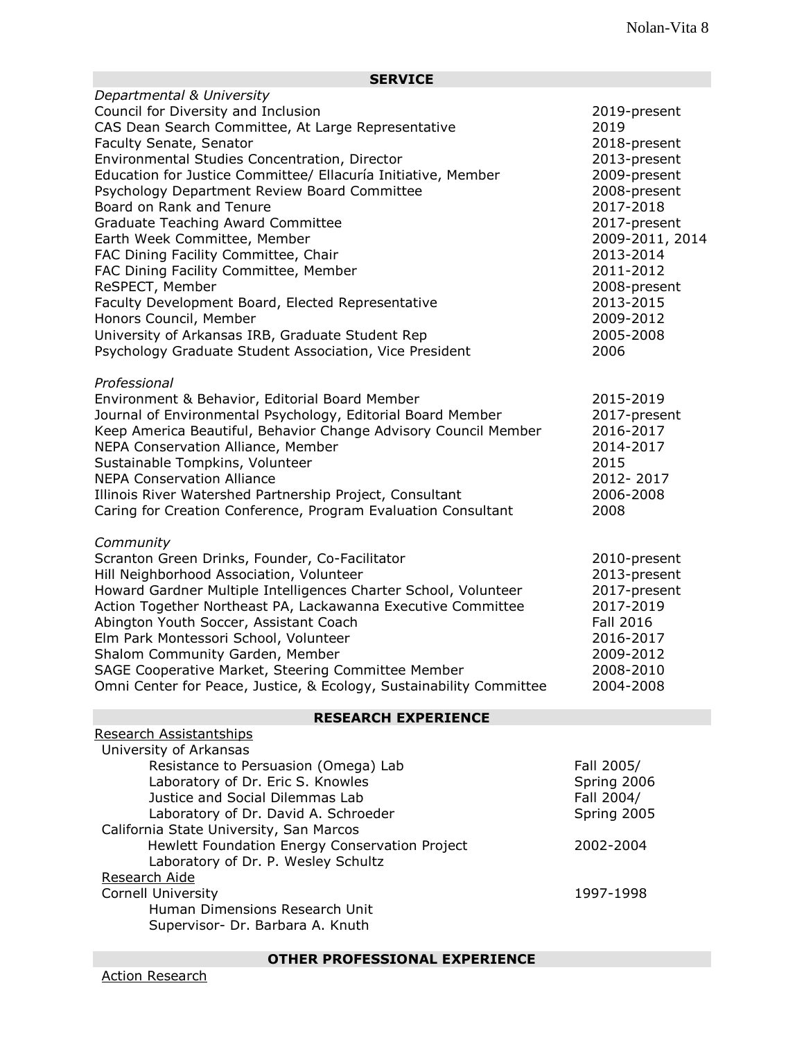## SERVICE

*Departmental & University*

| | |
|---|---|
| Council for Diversity and Inclusion | 2019-present |
| CAS Dean Search Committee, At Large Representative | 2019 |
| Faculty Senate, Senator | 2018-present |
| Environmental Studies Concentration, Director | 2013-present |
| Education for Justice Committee/ Ellacuría Initiative, Member | 2009-present |
| Psychology Department Review Board Committee | 2008-present |
| Board on Rank and Tenure | 2017-2018 |
| Graduate Teaching Award Committee | 2017-present |
| Earth Week Committee, Member | 2009-2011, 2014 |
| FAC Dining Facility Committee, Chair | 2013-2014 |
| FAC Dining Facility Committee, Member | 2011-2012 |
| ReSPECT, Member | 2008-present |
| Faculty Development Board, Elected Representative | 2013-2015 |
| Honors Council, Member | 2009-2012 |
| University of Arkansas IRB, Graduate Student Rep | 2005-2008 |
| Psychology Graduate Student Association, Vice President | 2006 |

*Professional*

| | |
|---|---|
| Environment & Behavior, Editorial Board Member | 2015-2019 |
| Journal of Environmental Psychology, Editorial Board Member | 2017-present |
| Keep America Beautiful, Behavior Change Advisory Council Member | 2016-2017 |
| NEPA Conservation Alliance, Member | 2014-2017 |
| Sustainable Tompkins, Volunteer | 2015 |
| NEPA Conservation Alliance | 2012- 2017 |
| Illinois River Watershed Partnership Project, Consultant | 2006-2008 |
| Caring for Creation Conference, Program Evaluation Consultant | 2008 |

*Community*

| | |
|---|---|
| Scranton Green Drinks, Founder, Co-Facilitator | 2010-present |
| Hill Neighborhood Association, Volunteer | 2013-present |
| Howard Gardner Multiple Intelligences Charter School, Volunteer | 2017-present |
| Action Together Northeast PA, Lackawanna Executive Committee | 2017-2019 |
| Abington Youth Soccer, Assistant Coach | Fall 2016 |
| Elm Park Montessori School, Volunteer | 2016-2017 |
| Shalom Community Garden, Member | 2009-2012 |
| SAGE Cooperative Market, Steering Committee Member | 2008-2010 |
| Omni Center for Peace, Justice, & Ecology, Sustainability Committee | 2004-2008 |

## RESEARCH EXPERIENCE

Research Assistantships

University of Arkansas

- Resistance to Persuasion (Omega) Lab — Fall 2005/ Spring 2006
  Laboratory of Dr. Eric S. Knowles
- Justice and Social Dilemmas Lab — Fall 2004/ Spring 2005
  Laboratory of Dr. David A. Schroeder

California State University, San Marcos

- Hewlett Foundation Energy Conservation Project — 2002-2004
  Laboratory of Dr. P. Wesley Schultz

Research Aide

Cornell University — 1997-1998

- Human Dimensions Research Unit
  Supervisor- Dr. Barbara A. Knuth

## OTHER PROFESSIONAL EXPERIENCE

Action Research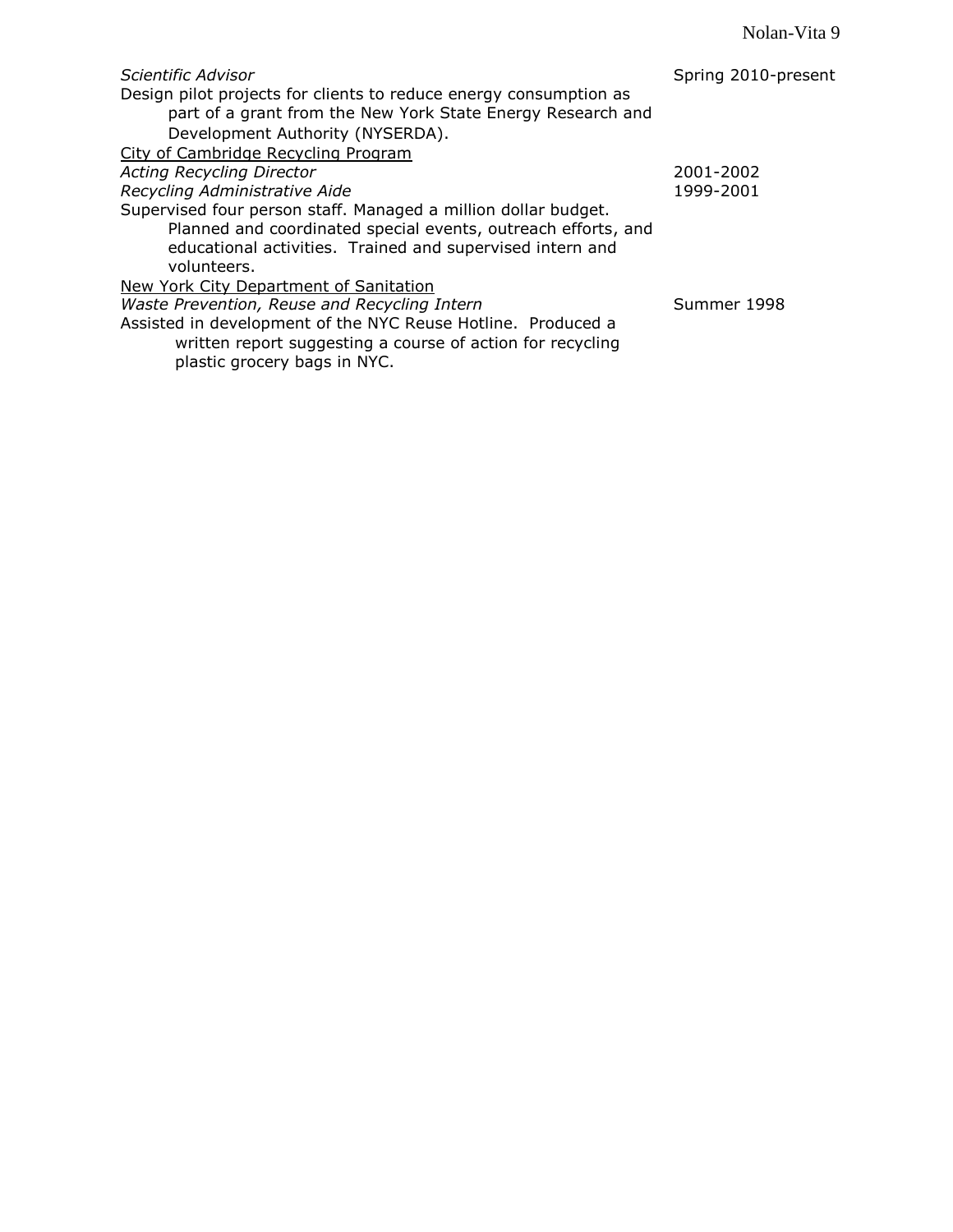*Scientific Advisor* Spring 2010-present

Design pilot projects for clients to reduce energy consumption as part of a grant from the New York State Energy Research and Development Authority (NYSERDA).

City of Cambridge Recycling Program

*Acting Recycling Director* 2001-2002

*Recycling Administrative Aide* 1999-2001

Supervised four person staff. Managed a million dollar budget. Planned and coordinated special events, outreach efforts, and educational activities. Trained and supervised intern and volunteers.

New York City Department of Sanitation

*Waste Prevention, Reuse and Recycling Intern* Summer 1998

Assisted in development of the NYC Reuse Hotline. Produced a written report suggesting a course of action for recycling plastic grocery bags in NYC.